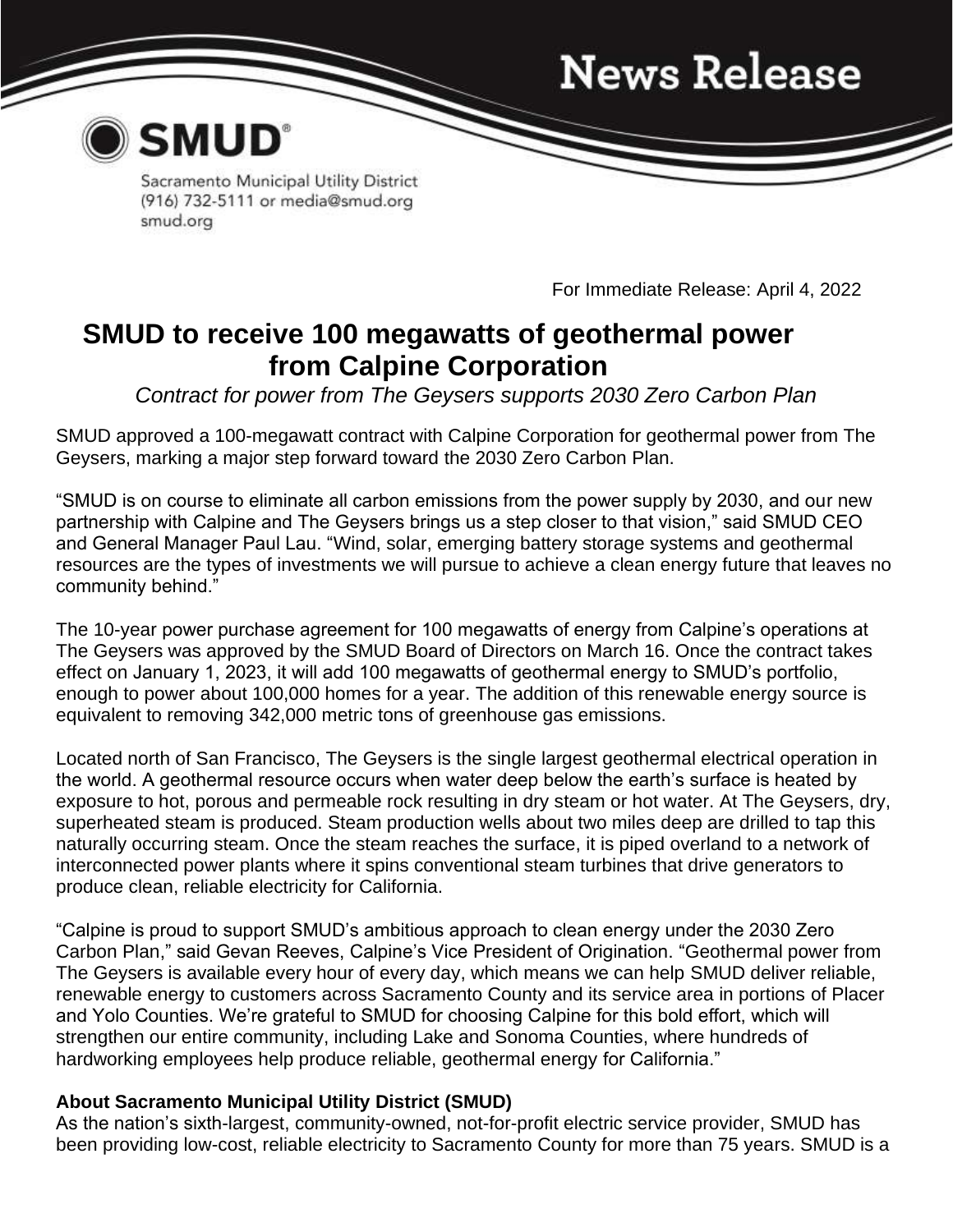# News Release

**SMUD**®

Sacramento Municipal Utility District
(916) 732-5111 or media@smud.org
smud.org

For Immediate Release: April 4, 2022

# SMUD to receive 100 megawatts of geothermal power from Calpine Corporation

*Contract for power from The Geysers supports 2030 Zero Carbon Plan*

SMUD approved a 100-megawatt contract with Calpine Corporation for geothermal power from The Geysers, marking a major step forward toward the 2030 Zero Carbon Plan.

"SMUD is on course to eliminate all carbon emissions from the power supply by 2030, and our new partnership with Calpine and The Geysers brings us a step closer to that vision," said SMUD CEO and General Manager Paul Lau. "Wind, solar, emerging battery storage systems and geothermal resources are the types of investments we will pursue to achieve a clean energy future that leaves no community behind."

The 10-year power purchase agreement for 100 megawatts of energy from Calpine's operations at The Geysers was approved by the SMUD Board of Directors on March 16. Once the contract takes effect on January 1, 2023, it will add 100 megawatts of geothermal energy to SMUD's portfolio, enough to power about 100,000 homes for a year. The addition of this renewable energy source is equivalent to removing 342,000 metric tons of greenhouse gas emissions.

Located north of San Francisco, The Geysers is the single largest geothermal electrical operation in the world. A geothermal resource occurs when water deep below the earth's surface is heated by exposure to hot, porous and permeable rock resulting in dry steam or hot water. At The Geysers, dry, superheated steam is produced. Steam production wells about two miles deep are drilled to tap this naturally occurring steam. Once the steam reaches the surface, it is piped overland to a network of interconnected power plants where it spins conventional steam turbines that drive generators to produce clean, reliable electricity for California.

"Calpine is proud to support SMUD's ambitious approach to clean energy under the 2030 Zero Carbon Plan," said Gevan Reeves, Calpine's Vice President of Origination. "Geothermal power from The Geysers is available every hour of every day, which means we can help SMUD deliver reliable, renewable energy to customers across Sacramento County and its service area in portions of Placer and Yolo Counties. We're grateful to SMUD for choosing Calpine for this bold effort, which will strengthen our entire community, including Lake and Sonoma Counties, where hundreds of hardworking employees help produce reliable, geothermal energy for California."

**About Sacramento Municipal Utility District (SMUD)**

As the nation's sixth-largest, community-owned, not-for-profit electric service provider, SMUD has been providing low-cost, reliable electricity to Sacramento County for more than 75 years. SMUD is a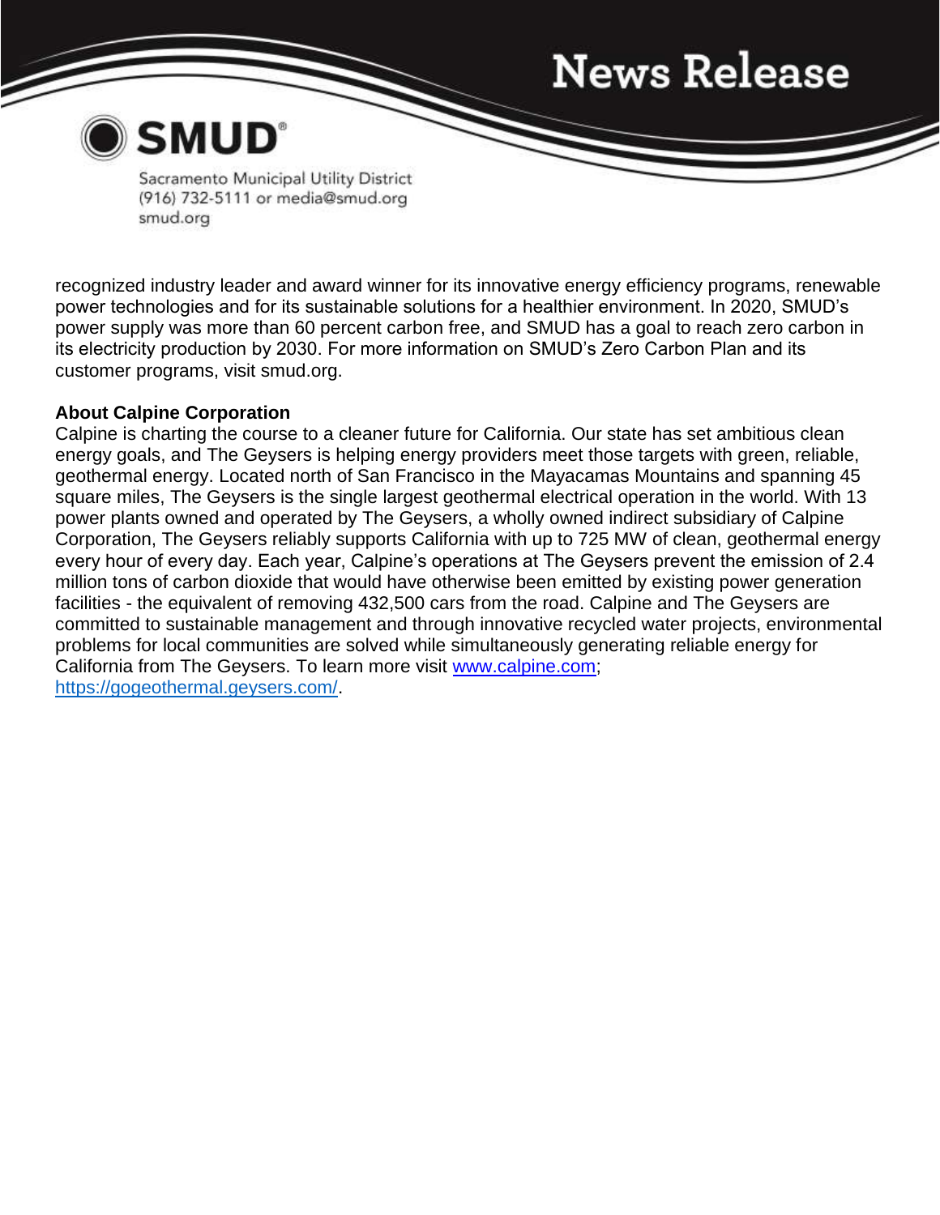recognized industry leader and award winner for its innovative energy efficiency programs, renewable power technologies and for its sustainable solutions for a healthier environment. In 2020, SMUD's power supply was more than 60 percent carbon free, and SMUD has a goal to reach zero carbon in its electricity production by 2030. For more information on SMUD's Zero Carbon Plan and its customer programs, visit smud.org.

**About Calpine Corporation**

Calpine is charting the course to a cleaner future for California. Our state has set ambitious clean energy goals, and The Geysers is helping energy providers meet those targets with green, reliable, geothermal energy. Located north of San Francisco in the Mayacamas Mountains and spanning 45 square miles, The Geysers is the single largest geothermal electrical operation in the world. With 13 power plants owned and operated by The Geysers, a wholly owned indirect subsidiary of Calpine Corporation, The Geysers reliably supports California with up to 725 MW of clean, geothermal energy every hour of every day. Each year, Calpine's operations at The Geysers prevent the emission of 2.4 million tons of carbon dioxide that would have otherwise been emitted by existing power generation facilities - the equivalent of removing 432,500 cars from the road. Calpine and The Geysers are committed to sustainable management and through innovative recycled water projects, environmental problems for local communities are solved while simultaneously generating reliable energy for California from The Geysers. To learn more visit [www.calpine.com](www.calpine.com); [https://gogeothermal.geysers.com/](https://gogeothermal.geysers.com/).